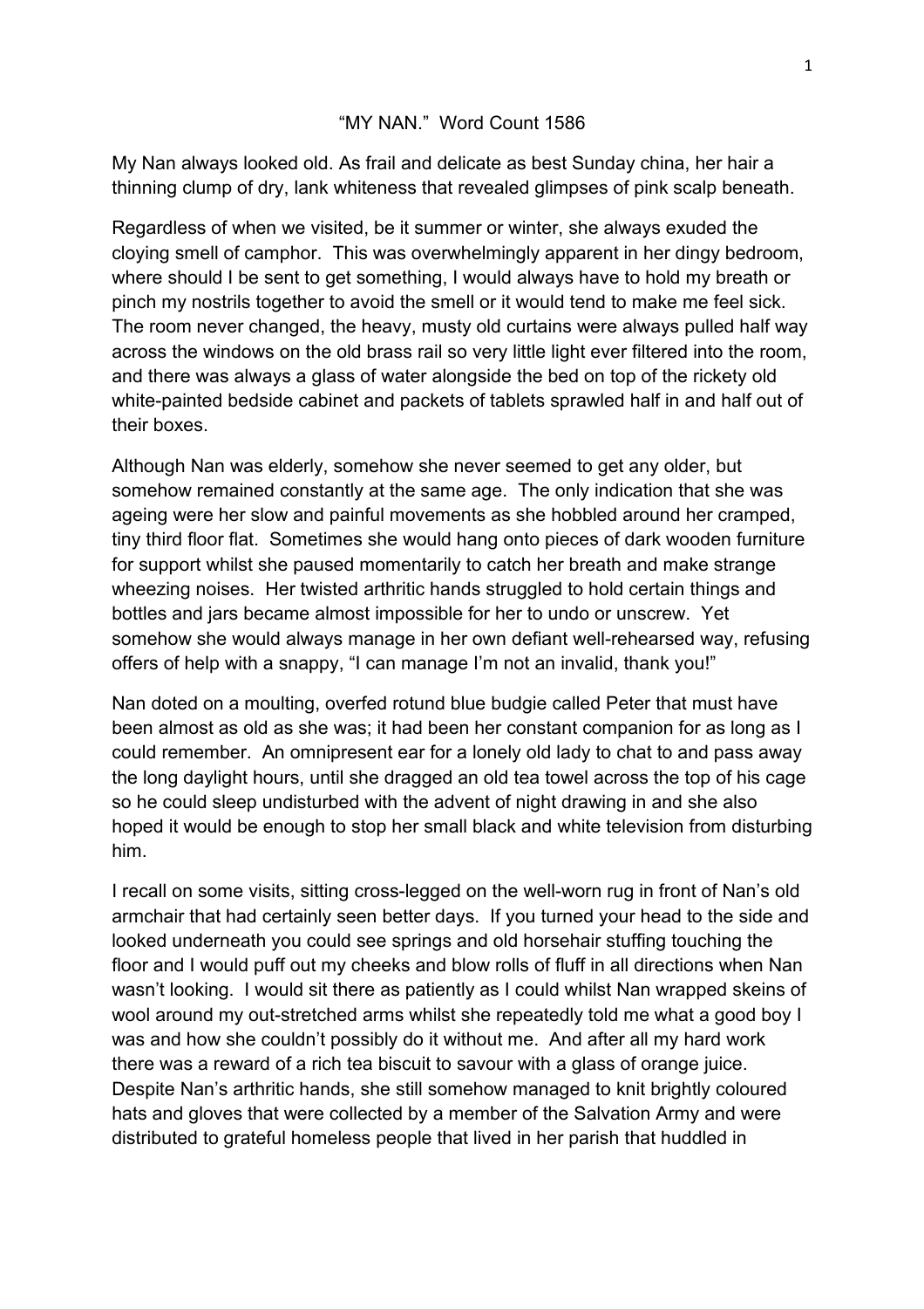"MY NAN." Word Count 1586

My Nan always looked old. As frail and delicate as best Sunday china, her hair a thinning clump of dry, lank whiteness that revealed glimpses of pink scalp beneath.

Regardless of when we visited, be it summer or winter, she always exuded the cloying smell of camphor. This was overwhelmingly apparent in her dingy bedroom, where should I be sent to get something, I would always have to hold my breath or pinch my nostrils together to avoid the smell or it would tend to make me feel sick. The room never changed, the heavy, musty old curtains were always pulled half way across the windows on the old brass rail so very little light ever filtered into the room, and there was always a glass of water alongside the bed on top of the rickety old white-painted bedside cabinet and packets of tablets sprawled half in and half out of their boxes.

Although Nan was elderly, somehow she never seemed to get any older, but somehow remained constantly at the same age. The only indication that she was ageing were her slow and painful movements as she hobbled around her cramped, tiny third floor flat. Sometimes she would hang onto pieces of dark wooden furniture for support whilst she paused momentarily to catch her breath and make strange wheezing noises. Her twisted arthritic hands struggled to hold certain things and bottles and jars became almost impossible for her to undo or unscrew. Yet somehow she would always manage in her own defiant well-rehearsed way, refusing offers of help with a snappy, "I can manage I'm not an invalid, thank you!"

Nan doted on a moulting, overfed rotund blue budgie called Peter that must have been almost as old as she was; it had been her constant companion for as long as I could remember. An omnipresent ear for a lonely old lady to chat to and pass away the long daylight hours, until she dragged an old tea towel across the top of his cage so he could sleep undisturbed with the advent of night drawing in and she also hoped it would be enough to stop her small black and white television from disturbing him.

I recall on some visits, sitting cross-legged on the well-worn rug in front of Nan's old armchair that had certainly seen better days. If you turned your head to the side and looked underneath you could see springs and old horsehair stuffing touching the floor and I would puff out my cheeks and blow rolls of fluff in all directions when Nan wasn't looking. I would sit there as patiently as I could whilst Nan wrapped skeins of wool around my out-stretched arms whilst she repeatedly told me what a good boy I was and how she couldn't possibly do it without me. And after all my hard work there was a reward of a rich tea biscuit to savour with a glass of orange juice. Despite Nan's arthritic hands, she still somehow managed to knit brightly coloured hats and gloves that were collected by a member of the Salvation Army and were distributed to grateful homeless people that lived in her parish that huddled in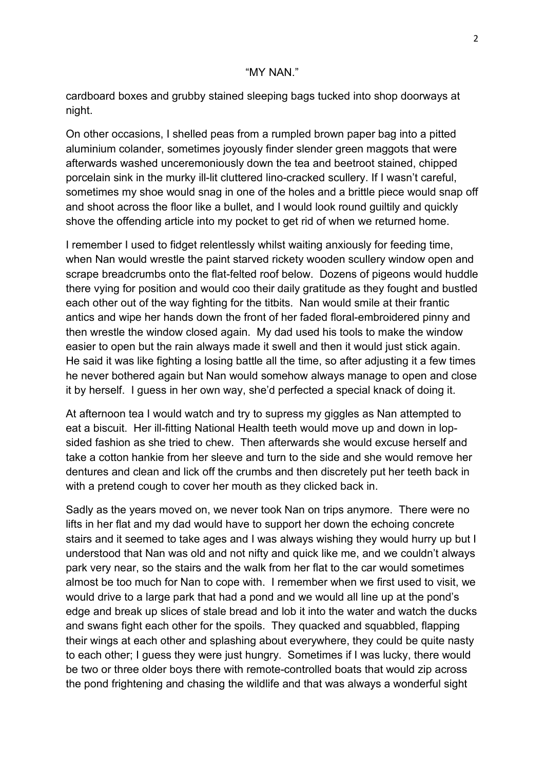cardboard boxes and grubby stained sleeping bags tucked into shop doorways at night.

On other occasions, I shelled peas from a rumpled brown paper bag into a pitted aluminium colander, sometimes joyously finder slender green maggots that were afterwards washed unceremoniously down the tea and beetroot stained, chipped porcelain sink in the murky ill-lit cluttered lino-cracked scullery. If I wasn't careful, sometimes my shoe would snag in one of the holes and a brittle piece would snap off and shoot across the floor like a bullet, and I would look round guiltily and quickly shove the offending article into my pocket to get rid of when we returned home.

I remember I used to fidget relentlessly whilst waiting anxiously for feeding time, when Nan would wrestle the paint starved rickety wooden scullery window open and scrape breadcrumbs onto the flat-felted roof below. Dozens of pigeons would huddle there vying for position and would coo their daily gratitude as they fought and bustled each other out of the way fighting for the titbits. Nan would smile at their frantic antics and wipe her hands down the front of her faded floral-embroidered pinny and then wrestle the window closed again. My dad used his tools to make the window easier to open but the rain always made it swell and then it would just stick again. He said it was like fighting a losing battle all the time, so after adjusting it a few times he never bothered again but Nan would somehow always manage to open and close it by herself. I guess in her own way, she'd perfected a special knack of doing it.

At afternoon tea I would watch and try to supress my giggles as Nan attempted to eat a biscuit. Her ill-fitting National Health teeth would move up and down in lop-sided fashion as she tried to chew. Then afterwards she would excuse herself and take a cotton hankie from her sleeve and turn to the side and she would remove her dentures and clean and lick off the crumbs and then discretely put her teeth back in with a pretend cough to cover her mouth as they clicked back in.

Sadly as the years moved on, we never took Nan on trips anymore. There were no lifts in her flat and my dad would have to support her down the echoing concrete stairs and it seemed to take ages and I was always wishing they would hurry up but I understood that Nan was old and not nifty and quick like me, and we couldn't always park very near, so the stairs and the walk from her flat to the car would sometimes almost be too much for Nan to cope with. I remember when we first used to visit, we would drive to a large park that had a pond and we would all line up at the pond's edge and break up slices of stale bread and lob it into the water and watch the ducks and swans fight each other for the spoils. They quacked and squabbled, flapping their wings at each other and splashing about everywhere, they could be quite nasty to each other; I guess they were just hungry. Sometimes if I was lucky, there would be two or three older boys there with remote-controlled boats that would zip across the pond frightening and chasing the wildlife and that was always a wonderful sight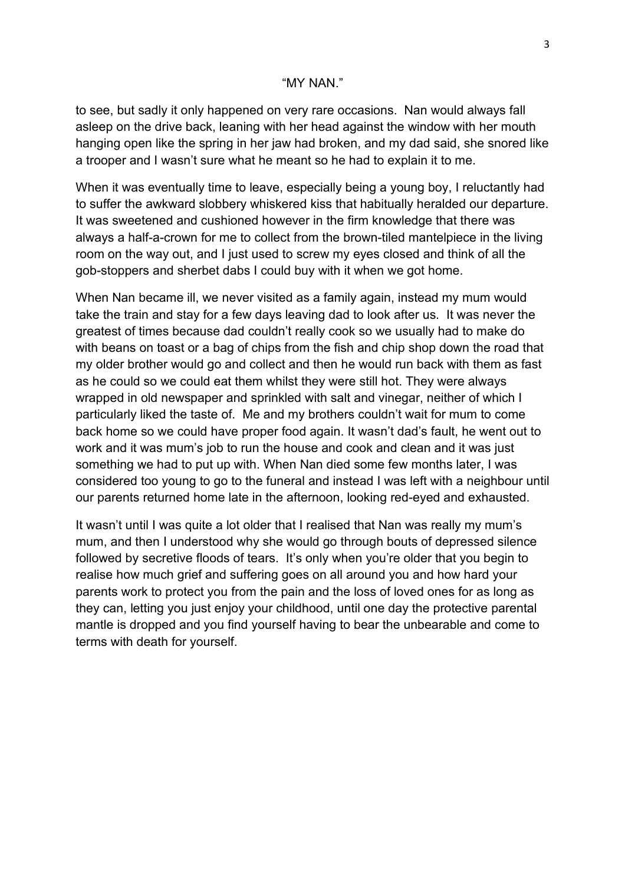to see, but sadly it only happened on very rare occasions. Nan would always fall asleep on the drive back, leaning with her head against the window with her mouth hanging open like the spring in her jaw had broken, and my dad said, she snored like a trooper and I wasn't sure what he meant so he had to explain it to me.

When it was eventually time to leave, especially being a young boy, I reluctantly had to suffer the awkward slobbery whiskered kiss that habitually heralded our departure. It was sweetened and cushioned however in the firm knowledge that there was always a half-a-crown for me to collect from the brown-tiled mantelpiece in the living room on the way out, and I just used to screw my eyes closed and think of all the gob-stoppers and sherbet dabs I could buy with it when we got home.

When Nan became ill, we never visited as a family again, instead my mum would take the train and stay for a few days leaving dad to look after us. It was never the greatest of times because dad couldn't really cook so we usually had to make do with beans on toast or a bag of chips from the fish and chip shop down the road that my older brother would go and collect and then he would run back with them as fast as he could so we could eat them whilst they were still hot. They were always wrapped in old newspaper and sprinkled with salt and vinegar, neither of which I particularly liked the taste of. Me and my brothers couldn't wait for mum to come back home so we could have proper food again. It wasn't dad's fault, he went out to work and it was mum's job to run the house and cook and clean and it was just something we had to put up with. When Nan died some few months later, I was considered too young to go to the funeral and instead I was left with a neighbour until our parents returned home late in the afternoon, looking red-eyed and exhausted.

It wasn't until I was quite a lot older that I realised that Nan was really my mum's mum, and then I understood why she would go through bouts of depressed silence followed by secretive floods of tears. It's only when you're older that you begin to realise how much grief and suffering goes on all around you and how hard your parents work to protect you from the pain and the loss of loved ones for as long as they can, letting you just enjoy your childhood, until one day the protective parental mantle is dropped and you find yourself having to bear the unbearable and come to terms with death for yourself.